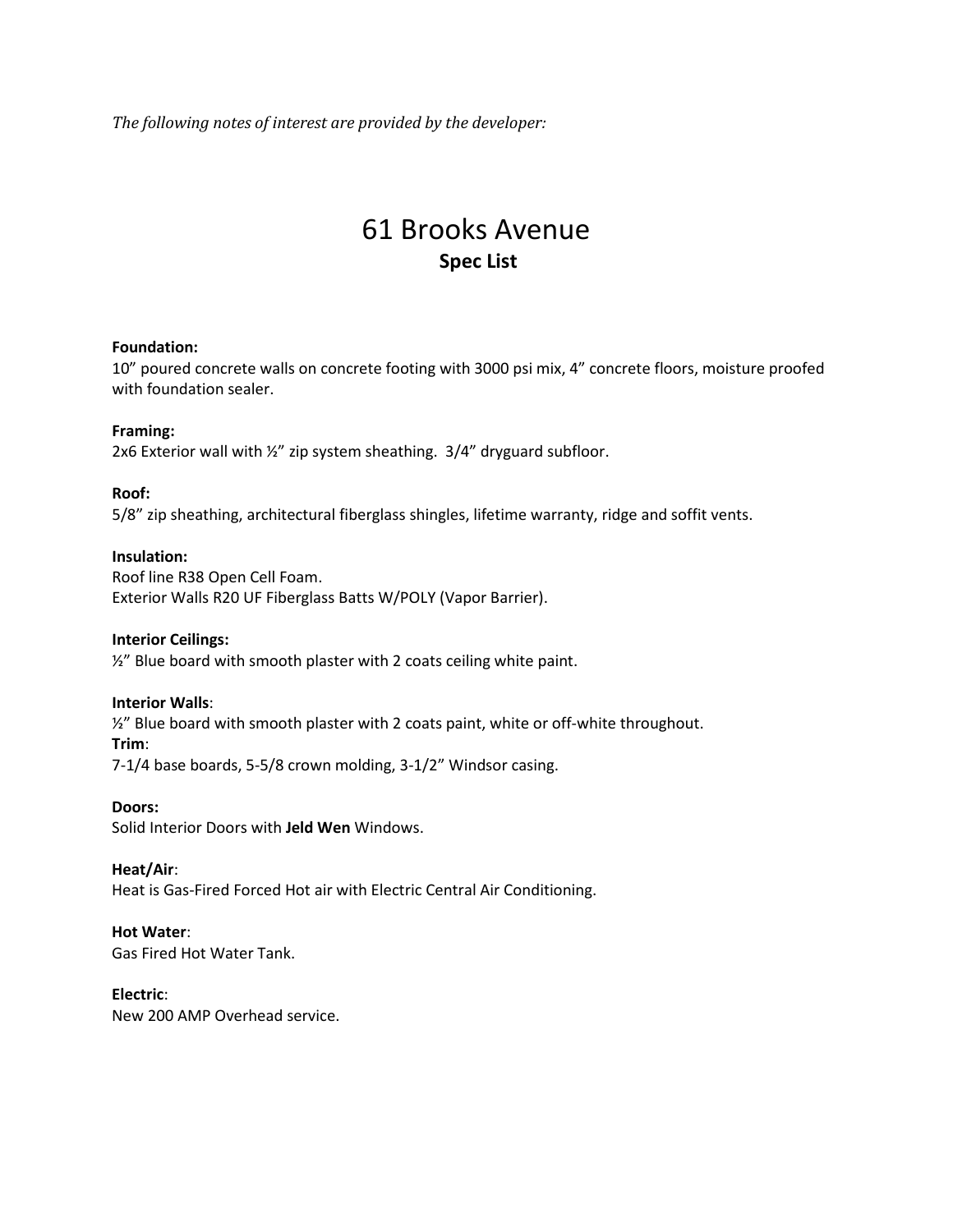*The following notes of interest are provided by the developer:*

# 61 Brooks Avenue

## Spec List

**Foundation:**
10" poured concrete walls on concrete footing with 3000 psi mix, 4" concrete floors, moisture proofed with foundation sealer.

**Framing:**
2x6 Exterior wall with ½" zip system sheathing. 3/4" dryguard subfloor.

**Roof:**
5/8" zip sheathing, architectural fiberglass shingles, lifetime warranty, ridge and soffit vents.

**Insulation:**
Roof line R38 Open Cell Foam.
Exterior Walls R20 UF Fiberglass Batts W/POLY (Vapor Barrier).

**Interior Ceilings:**
½" Blue board with smooth plaster with 2 coats ceiling white paint.

**Interior Walls**:
½" Blue board with smooth plaster with 2 coats paint, white or off-white throughout.
**Trim**:
7-1/4 base boards, 5-5/8 crown molding, 3-1/2" Windsor casing.

**Doors:**
Solid Interior Doors with **Jeld Wen** Windows.

**Heat/Air**:
Heat is Gas-Fired Forced Hot air with Electric Central Air Conditioning.

**Hot Water**:
Gas Fired Hot Water Tank.

**Electric**:
New 200 AMP Overhead service.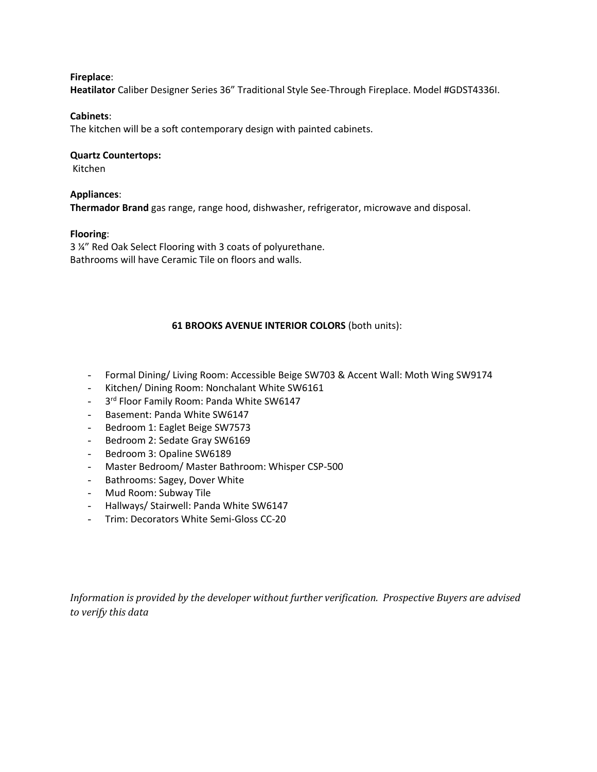**Fireplace**:
**Heatilator** Caliber Designer Series 36” Traditional Style See-Through Fireplace. Model #GDST4336I.

**Cabinets**:
The kitchen will be a soft contemporary design with painted cabinets.

**Quartz Countertops:**
Kitchen

**Appliances**:
**Thermador Brand** gas range, range hood, dishwasher, refrigerator, microwave and disposal.

**Flooring**:
3 ¼” Red Oak Select Flooring with 3 coats of polyurethane.
Bathrooms will have Ceramic Tile on floors and walls.

**61 BROOKS AVENUE INTERIOR COLORS** (both units):

- Formal Dining/ Living Room: Accessible Beige SW703 & Accent Wall: Moth Wing SW9174
- Kitchen/ Dining Room: Nonchalant White SW6161
- 3rd Floor Family Room: Panda White SW6147
- Basement: Panda White SW6147
- Bedroom 1: Eaglet Beige SW7573
- Bedroom 2: Sedate Gray SW6169
- Bedroom 3: Opaline SW6189
- Master Bedroom/ Master Bathroom: Whisper CSP-500
- Bathrooms: Sagey, Dover White
- Mud Room: Subway Tile
- Hallways/ Stairwell: Panda White SW6147
- Trim: Decorators White Semi-Gloss CC-20

*Information is provided by the developer without further verification. Prospective Buyers are advised to verify this data*